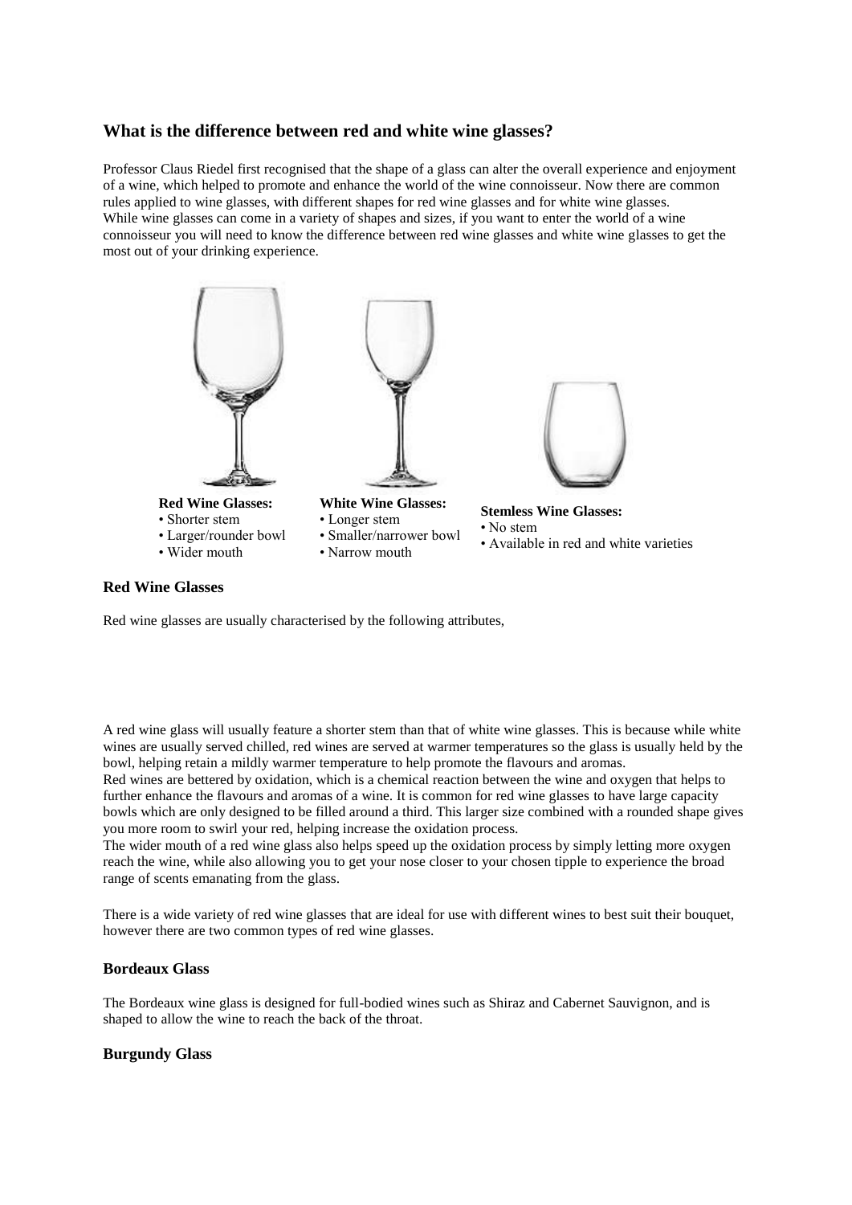## What is the difference between red and white wine glasses?

Professor Claus Riedel first recognised that the shape of a glass can alter the overall experience and enjoyment of a wine, which helped to promote and enhance the world of the wine connoisseur. Now there are common rules applied to wine glasses, with different shapes for red wine glasses and for white wine glasses.
While wine glasses can come in a variety of shapes and sizes, if you want to enter the world of a wine connoisseur you will need to know the difference between red wine glasses and white wine glasses to get the most out of your drinking experience.

**Red Wine Glasses:**
- Shorter stem
- Larger/rounder bowl
- Wider mouth

**White Wine Glasses:**
- Longer stem
- Smaller/narrower bowl
- Narrow mouth

**Stemless Wine Glasses:**
- No stem
- Available in red and white varieties

### Red Wine Glasses

Red wine glasses are usually characterised by the following attributes,

A red wine glass will usually feature a shorter stem than that of white wine glasses. This is because while white wines are usually served chilled, red wines are served at warmer temperatures so the glass is usually held by the bowl, helping retain a mildly warmer temperature to help promote the flavours and aromas.
Red wines are bettered by oxidation, which is a chemical reaction between the wine and oxygen that helps to further enhance the flavours and aromas of a wine. It is common for red wine glasses to have large capacity bowls which are only designed to be filled around a third. This larger size combined with a rounded shape gives you more room to swirl your red, helping increase the oxidation process.
The wider mouth of a red wine glass also helps speed up the oxidation process by simply letting more oxygen reach the wine, while also allowing you to get your nose closer to your chosen tipple to experience the broad range of scents emanating from the glass.

There is a wide variety of red wine glasses that are ideal for use with different wines to best suit their bouquet, however there are two common types of red wine glasses.

### Bordeaux Glass

The Bordeaux wine glass is designed for full-bodied wines such as Shiraz and Cabernet Sauvignon, and is shaped to allow the wine to reach the back of the throat.

### Burgundy Glass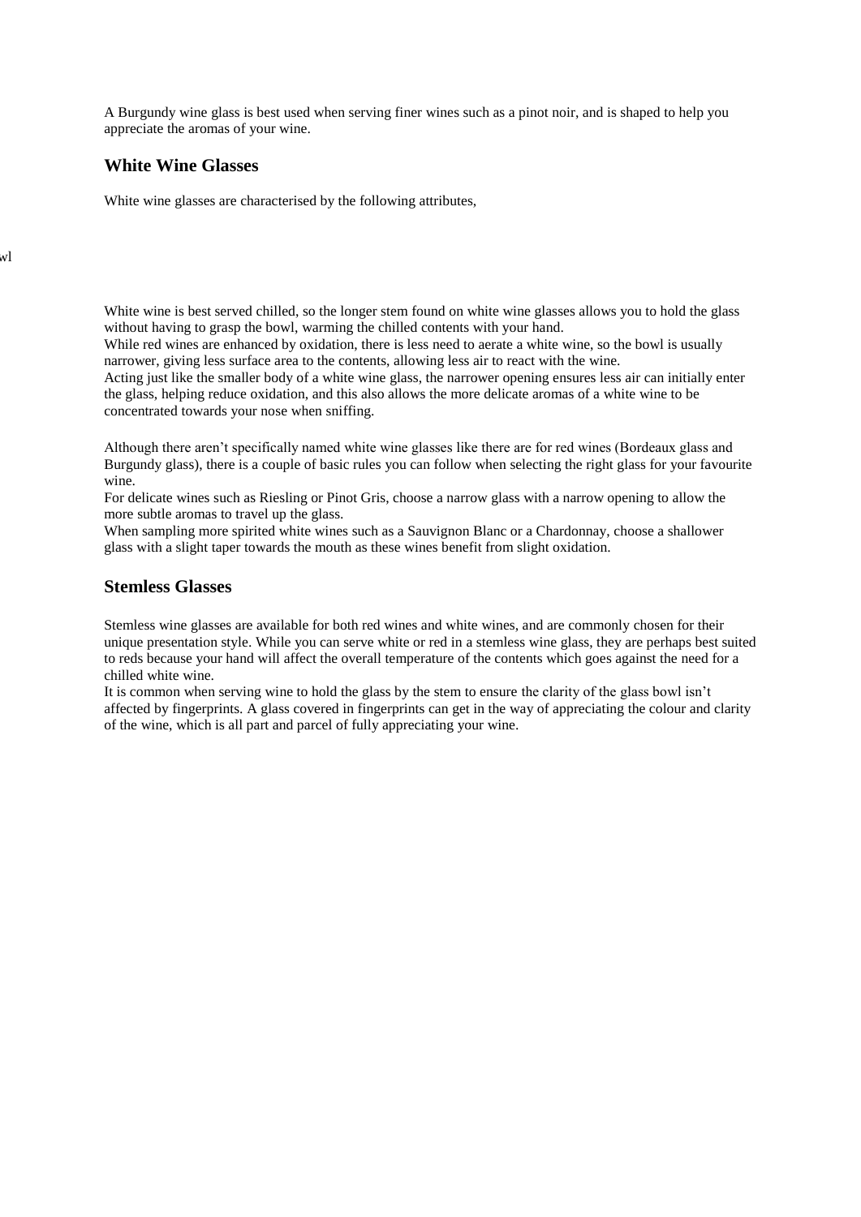A Burgundy wine glass is best used when serving finer wines such as a pinot noir, and is shaped to help you appreciate the aromas of your wine.

## White Wine Glasses

White wine glasses are characterised by the following attributes,

wl

White wine is best served chilled, so the longer stem found on white wine glasses allows you to hold the glass without having to grasp the bowl, warming the chilled contents with your hand.
While red wines are enhanced by oxidation, there is less need to aerate a white wine, so the bowl is usually narrower, giving less surface area to the contents, allowing less air to react with the wine.
Acting just like the smaller body of a white wine glass, the narrower opening ensures less air can initially enter the glass, helping reduce oxidation, and this also allows the more delicate aromas of a white wine to be concentrated towards your nose when sniffing.

Although there aren't specifically named white wine glasses like there are for red wines (Bordeaux glass and Burgundy glass), there is a couple of basic rules you can follow when selecting the right glass for your favourite wine.
For delicate wines such as Riesling or Pinot Gris, choose a narrow glass with a narrow opening to allow the more subtle aromas to travel up the glass.
When sampling more spirited white wines such as a Sauvignon Blanc or a Chardonnay, choose a shallower glass with a slight taper towards the mouth as these wines benefit from slight oxidation.

## Stemless Glasses

Stemless wine glasses are available for both red wines and white wines, and are commonly chosen for their unique presentation style. While you can serve white or red in a stemless wine glass, they are perhaps best suited to reds because your hand will affect the overall temperature of the contents which goes against the need for a chilled white wine.
It is common when serving wine to hold the glass by the stem to ensure the clarity of the glass bowl isn't affected by fingerprints. A glass covered in fingerprints can get in the way of appreciating the colour and clarity of the wine, which is all part and parcel of fully appreciating your wine.